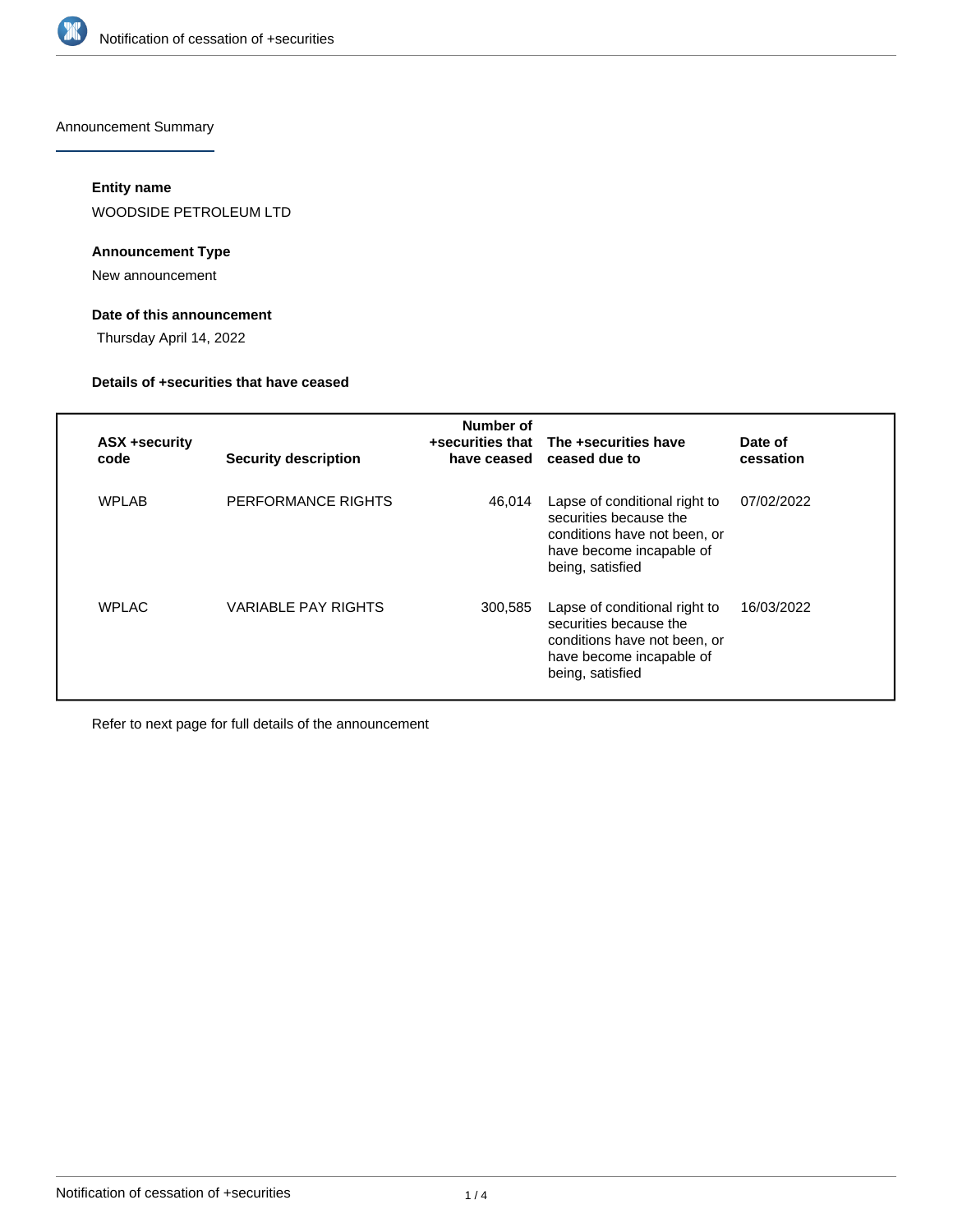Announcement Summary

### Entity name

WOODSIDE PETROLEUM LTD

### Announcement Type

New announcement

### Date of this announcement

Thursday April 14, 2022

### Details of +securities that have ceased

| ASX +security code | Security description | Number of +securities that have ceased | The +securities have ceased due to | Date of cessation |
|---|---|---|---|---|
| WPLAB | PERFORMANCE RIGHTS | 46,014 | Lapse of conditional right to securities because the conditions have not been, or have become incapable of being, satisfied | 07/02/2022 |
| WPLAC | VARIABLE PAY RIGHTS | 300,585 | Lapse of conditional right to securities because the conditions have not been, or have become incapable of being, satisfied | 16/03/2022 |

Refer to next page for full details of the announcement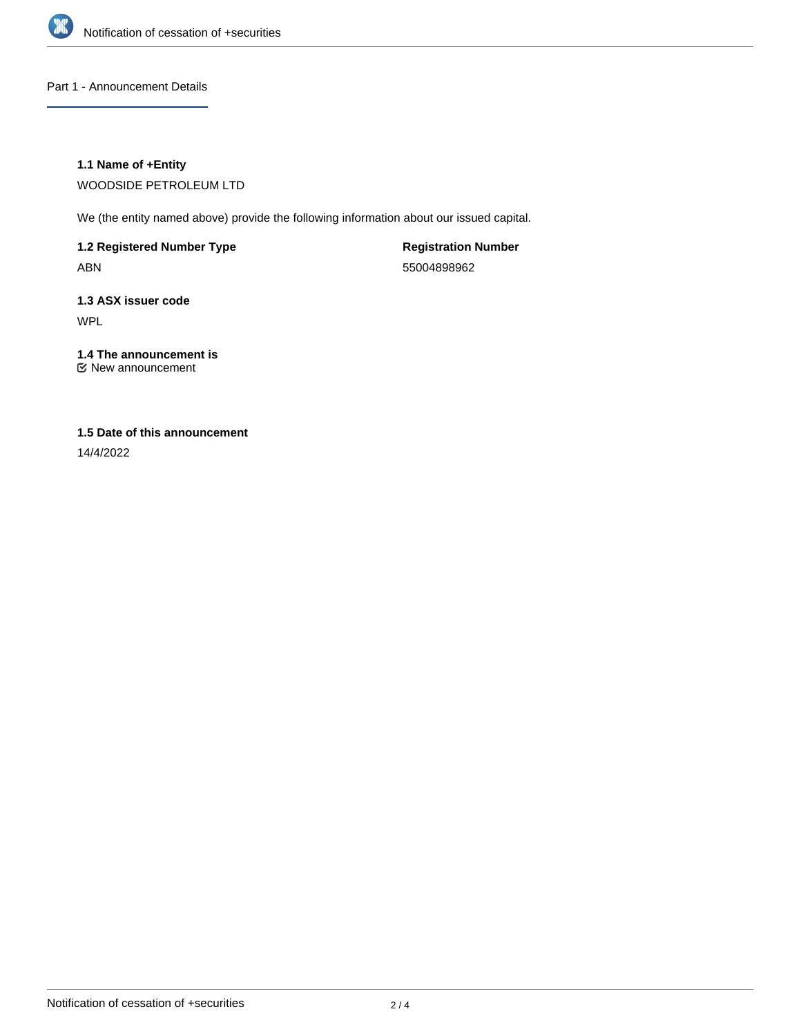## Part 1 - Announcement Details

### 1.1 Name of +Entity

WOODSIDE PETROLEUM LTD

We (the entity named above) provide the following information about our issued capital.

| 1.2 Registered Number Type | Registration Number |
| --- | --- |
| ABN | 55004898962 |

### 1.3 ASX issuer code

WPL

### 1.4 The announcement is

☑ New announcement

### 1.5 Date of this announcement

14/4/2022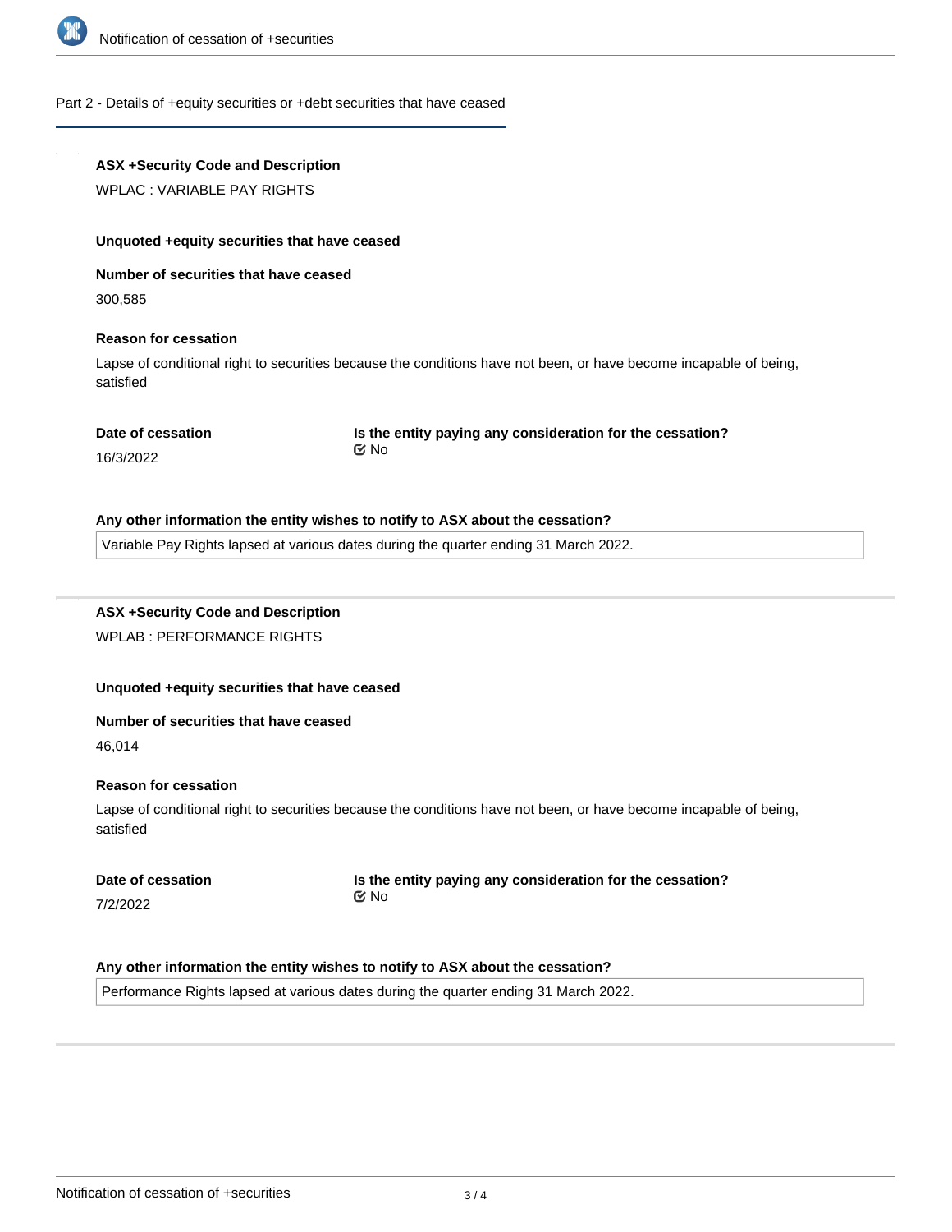## Part 2 - Details of +equity securities or +debt securities that have ceased

**ASX +Security Code and Description**

WPLAC : VARIABLE PAY RIGHTS

**Unquoted +equity securities that have ceased**

**Number of securities that have ceased**

300,585

**Reason for cessation**

Lapse of conditional right to securities because the conditions have not been, or have become incapable of being, satisfied

**Date of cessation**

16/3/2022

**Is the entity paying any consideration for the cessation?**

☑ No

**Any other information the entity wishes to notify to ASX about the cessation?**

Variable Pay Rights lapsed at various dates during the quarter ending 31 March 2022.

---

**ASX +Security Code and Description**

WPLAB : PERFORMANCE RIGHTS

**Unquoted +equity securities that have ceased**

**Number of securities that have ceased**

46,014

**Reason for cessation**

Lapse of conditional right to securities because the conditions have not been, or have become incapable of being, satisfied

**Date of cessation**

7/2/2022

**Is the entity paying any consideration for the cessation?**

☑ No

**Any other information the entity wishes to notify to ASX about the cessation?**

Performance Rights lapsed at various dates during the quarter ending 31 March 2022.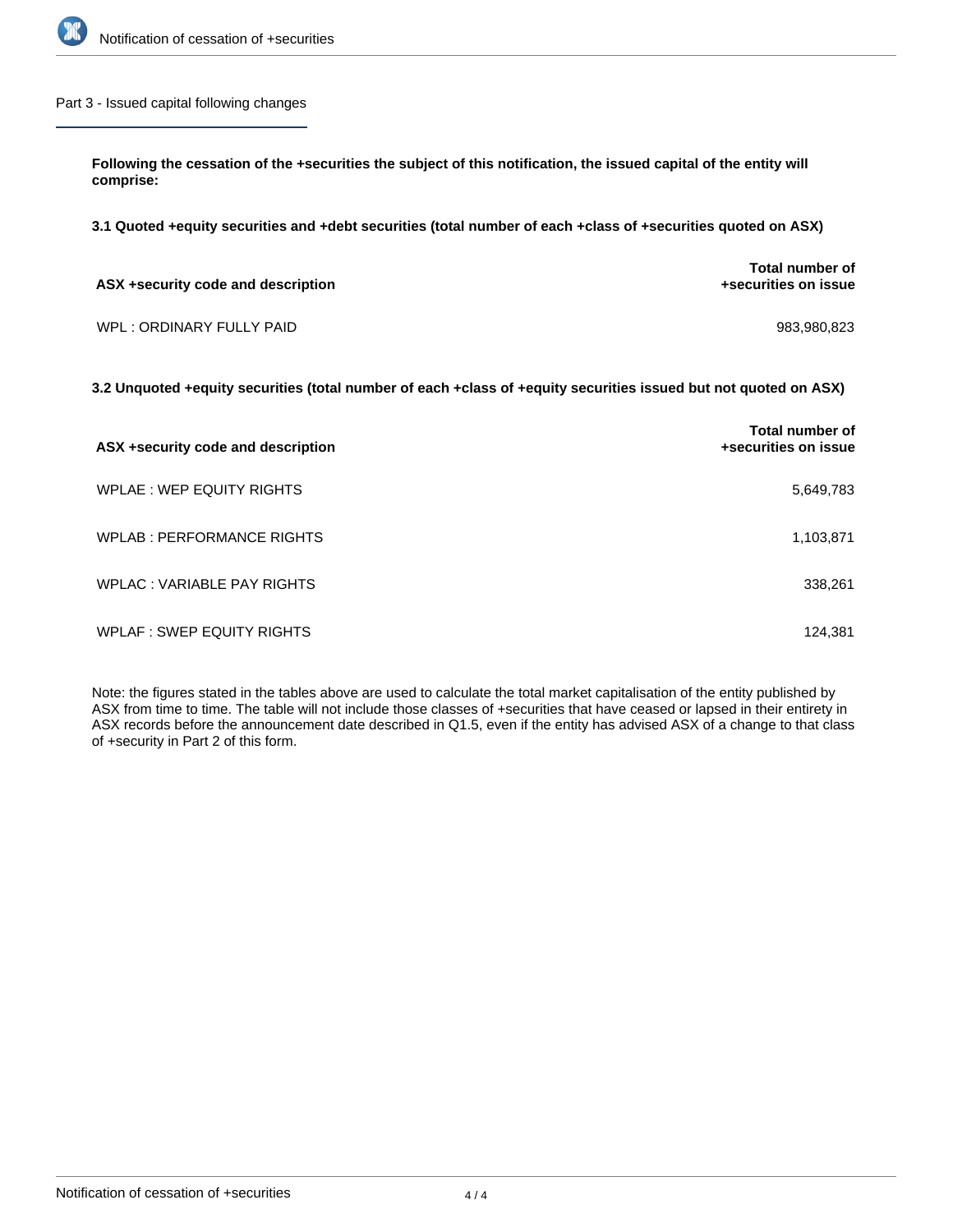## Part 3 - Issued capital following changes

**Following the cessation of the +securities the subject of this notification, the issued capital of the entity will comprise:**

**3.1 Quoted +equity securities and +debt securities (total number of each +class of +securities quoted on ASX)**

| ASX +security code and description | Total number of +securities on issue |
|---|---|
| WPL : ORDINARY FULLY PAID | 983,980,823 |

**3.2 Unquoted +equity securities (total number of each +class of +equity securities issued but not quoted on ASX)**

| ASX +security code and description | Total number of +securities on issue |
|---|---|
| WPLAE : WEP EQUITY RIGHTS | 5,649,783 |
| WPLAB : PERFORMANCE RIGHTS | 1,103,871 |
| WPLAC : VARIABLE PAY RIGHTS | 338,261 |
| WPLAF : SWEP EQUITY RIGHTS | 124,381 |

Note: the figures stated in the tables above are used to calculate the total market capitalisation of the entity published by ASX from time to time. The table will not include those classes of +securities that have ceased or lapsed in their entirety in ASX records before the announcement date described in Q1.5, even if the entity has advised ASX of a change to that class of +security in Part 2 of this form.